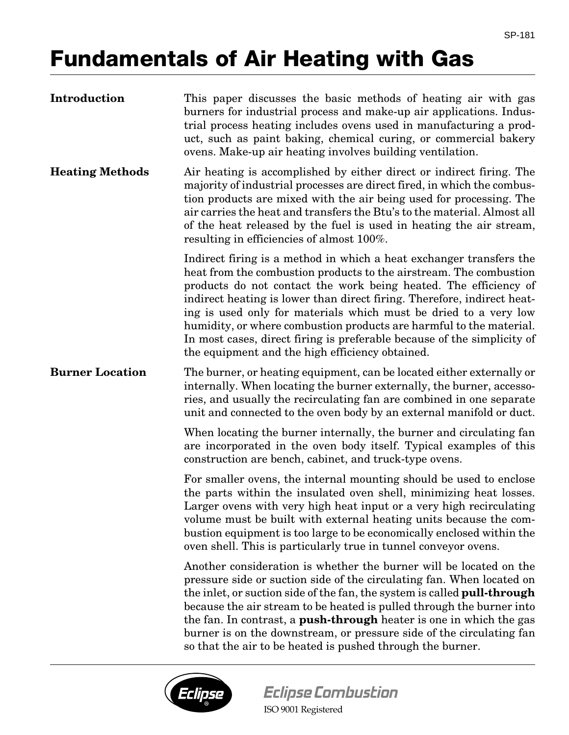# Fundamentals of Air Heating with Gas

## Introduction

This paper discusses the basic methods of heating air with gas burners for industrial process and make-up air applications. Industrial process heating includes ovens used in manufacturing a product, such as paint baking, chemical curing, or commercial bakery ovens. Make-up air heating involves building ventilation.

## Heating Methods

Air heating is accomplished by either direct or indirect firing. The majority of industrial processes are direct fired, in which the combustion products are mixed with the air being used for processing. The air carries the heat and transfers the Btu's to the material. Almost all of the heat released by the fuel is used in heating the air stream, resulting in efficiencies of almost 100%.

Indirect firing is a method in which a heat exchanger transfers the heat from the combustion products to the airstream. The combustion products do not contact the work being heated. The efficiency of indirect heating is lower than direct firing. Therefore, indirect heating is used only for materials which must be dried to a very low humidity, or where combustion products are harmful to the material. In most cases, direct firing is preferable because of the simplicity of the equipment and the high efficiency obtained.

## Burner Location

The burner, or heating equipment, can be located either externally or internally. When locating the burner externally, the burner, accessories, and usually the recirculating fan are combined in one separate unit and connected to the oven body by an external manifold or duct.

When locating the burner internally, the burner and circulating fan are incorporated in the oven body itself. Typical examples of this construction are bench, cabinet, and truck-type ovens.

For smaller ovens, the internal mounting should be used to enclose the parts within the insulated oven shell, minimizing heat losses. Larger ovens with very high heat input or a very high recirculating volume must be built with external heating units because the combustion equipment is too large to be economically enclosed within the oven shell. This is particularly true in tunnel conveyor ovens.

Another consideration is whether the burner will be located on the pressure side or suction side of the circulating fan. When located on the inlet, or suction side of the fan, the system is called **pull-through** because the air stream to be heated is pulled through the burner into the fan. In contrast, a **push-through** heater is one in which the gas burner is on the downstream, or pressure side of the circulating fan so that the air to be heated is pushed through the burner.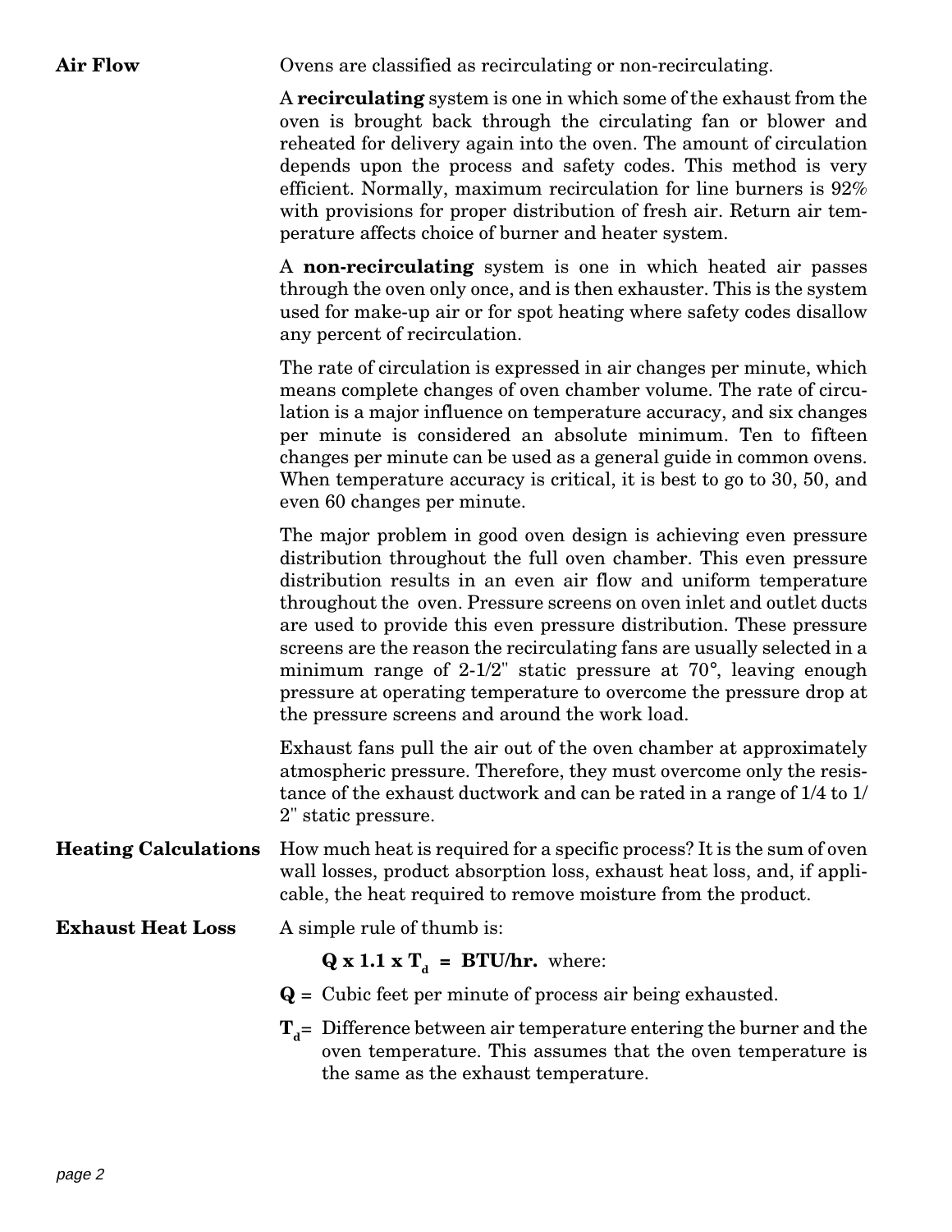## Air Flow

Ovens are classified as recirculating or non-recirculating.

A **recirculating** system is one in which some of the exhaust from the oven is brought back through the circulating fan or blower and reheated for delivery again into the oven. The amount of circulation depends upon the process and safety codes. This method is very efficient. Normally, maximum recirculation for line burners is 92% with provisions for proper distribution of fresh air. Return air temperature affects choice of burner and heater system.

A **non-recirculating** system is one in which heated air passes through the oven only once, and is then exhauster. This is the system used for make-up air or for spot heating where safety codes disallow any percent of recirculation.

The rate of circulation is expressed in air changes per minute, which means complete changes of oven chamber volume. The rate of circulation is a major influence on temperature accuracy, and six changes per minute is considered an absolute minimum. Ten to fifteen changes per minute can be used as a general guide in common ovens. When temperature accuracy is critical, it is best to go to 30, 50, and even 60 changes per minute.

The major problem in good oven design is achieving even pressure distribution throughout the full oven chamber. This even pressure distribution results in an even air flow and uniform temperature throughout the oven. Pressure screens on oven inlet and outlet ducts are used to provide this even pressure distribution. These pressure screens are the reason the recirculating fans are usually selected in a minimum range of 2-1/2" static pressure at 70°, leaving enough pressure at operating temperature to overcome the pressure drop at the pressure screens and around the work load.

Exhaust fans pull the air out of the oven chamber at approximately atmospheric pressure. Therefore, they must overcome only the resistance of the exhaust ductwork and can be rated in a range of 1/4 to 1/2" static pressure.

## Heating Calculations

How much heat is required for a specific process? It is the sum of oven wall losses, product absorption loss, exhaust heat loss, and, if applicable, the heat required to remove moisture from the product.

## Exhaust Heat Loss

A simple rule of thumb is:

$$\mathbf{Q \times 1.1 \times T_d = BTU/hr.}$$ where:

**Q** = Cubic feet per minute of process air being exhausted.

$\mathbf{T_d}$ = Difference between air temperature entering the burner and the oven temperature. This assumes that the oven temperature is the same as the exhaust temperature.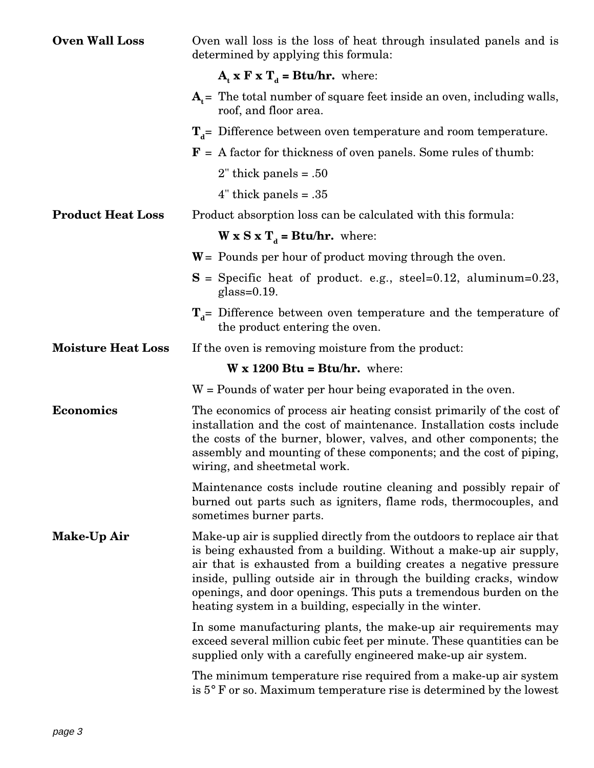### Oven Wall Loss

Oven wall loss is the loss of heat through insulated panels and is determined by applying this formula:

$\mathbf{A_t \times F \times T_d = Btu/hr.}$ where:

$\mathbf{A_t}$ = The total number of square feet inside an oven, including walls, roof, and floor area.

$\mathbf{T_d}$ = Difference between oven temperature and room temperature.

$\mathbf{F}$ = A factor for thickness of oven panels. Some rules of thumb:

2" thick panels = .50

4" thick panels = .35

### Product Heat Loss

Product absorption loss can be calculated with this formula:

$\mathbf{W \times S \times T_d = Btu/hr.}$ where:

$\mathbf{W}$ = Pounds per hour of product moving through the oven.

$\mathbf{S}$ = Specific heat of product. e.g., steel=0.12, aluminum=0.23, glass=0.19.

$\mathbf{T_d}$ = Difference between oven temperature and the temperature of the product entering the oven.

### Moisture Heat Loss

If the oven is removing moisture from the product:

$\mathbf{W \times 1200\ Btu = Btu/hr.}$ where:

W = Pounds of water per hour being evaporated in the oven.

### Economics

The economics of process air heating consist primarily of the cost of installation and the cost of maintenance. Installation costs include the costs of the burner, blower, valves, and other components; the assembly and mounting of these components; and the cost of piping, wiring, and sheetmetal work.

Maintenance costs include routine cleaning and possibly repair of burned out parts such as igniters, flame rods, thermocouples, and sometimes burner parts.

### Make-Up Air

Make-up air is supplied directly from the outdoors to replace air that is being exhausted from a building. Without a make-up air supply, air that is exhausted from a building creates a negative pressure inside, pulling outside air in through the building cracks, window openings, and door openings. This puts a tremendous burden on the heating system in a building, especially in the winter.

In some manufacturing plants, the make-up air requirements may exceed several million cubic feet per minute. These quantities can be supplied only with a carefully engineered make-up air system.

The minimum temperature rise required from a make-up air system is 5° F or so. Maximum temperature rise is determined by the lowest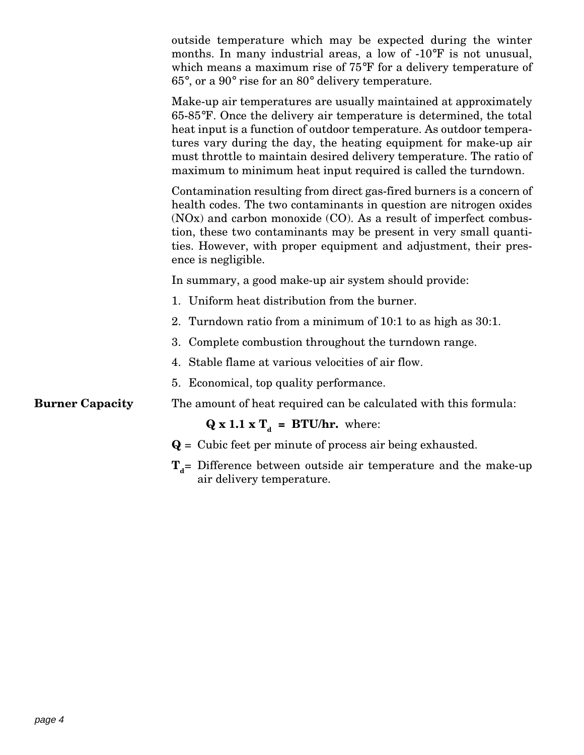outside temperature which may be expected during the winter months. In many industrial areas, a low of -10°F is not unusual, which means a maximum rise of 75°F for a delivery temperature of 65°, or a 90° rise for an 80° delivery temperature.

Make-up air temperatures are usually maintained at approximately 65-85°F. Once the delivery air temperature is determined, the total heat input is a function of outdoor temperature. As outdoor temperatures vary during the day, the heating equipment for make-up air must throttle to maintain desired delivery temperature. The ratio of maximum to minimum heat input required is called the turndown.

Contamination resulting from direct gas-fired burners is a concern of health codes. The two contaminants in question are nitrogen oxides (NOx) and carbon monoxide (CO). As a result of imperfect combustion, these two contaminants may be present in very small quantities. However, with proper equipment and adjustment, their presence is negligible.

In summary, a good make-up air system should provide:

1. Uniform heat distribution from the burner.
2. Turndown ratio from a minimum of 10:1 to as high as 30:1.
3. Complete combustion throughout the turndown range.
4. Stable flame at various velocities of air flow.
5. Economical, top quality performance.

## Burner Capacity

The amount of heat required can be calculated with this formula:

$$\mathbf{Q \times 1.1 \times T_d = BTU/hr.}$$ where:

**Q** = Cubic feet per minute of process air being exhausted.

$\mathbf{T_d}$ = Difference between outside air temperature and the make-up air delivery temperature.